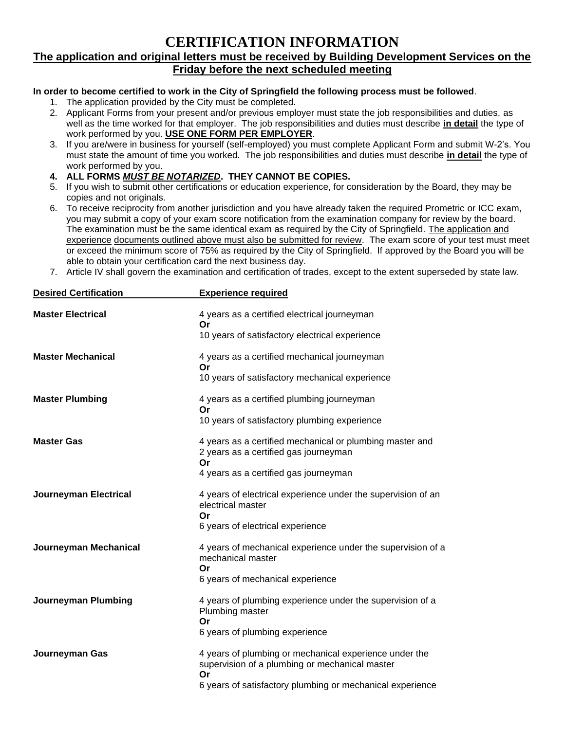# CERTIFICATION INFORMATION

## The application and original letters must be received by Building Development Services on the Friday before the next scheduled meeting

**In order to become certified to work in the City of Springfield the following process must be followed**.

1. The application provided by the City must be completed.
2. Applicant Forms from your present and/or previous employer must state the job responsibilities and duties, as well as the time worked for that employer. The job responsibilities and duties must describe **in detail** the type of work performed by you. **USE ONE FORM PER EMPLOYER**.
3. If you are/were in business for yourself (self-employed) you must complete Applicant Form and submit W-2's. You must state the amount of time you worked. The job responsibilities and duties must describe **in detail** the type of work performed by you.
4. **ALL FORMS *MUST BE NOTARIZED*. THEY CANNOT BE COPIES.**
5. If you wish to submit other certifications or education experience, for consideration by the Board, they may be copies and not originals.
6. To receive reciprocity from another jurisdiction and you have already taken the required Prometric or ICC exam, you may submit a copy of your exam score notification from the examination company for review by the board. The examination must be the same identical exam as required by the City of Springfield. The application and experience documents outlined above must also be submitted for review. The exam score of your test must meet or exceed the minimum score of 75% as required by the City of Springfield. If approved by the Board you will be able to obtain your certification card the next business day.
7. Article IV shall govern the examination and certification of trades, except to the extent superseded by state law.

| Desired Certification | Experience required |
|---|---|
| **Master Electrical** | 4 years as a certified electrical journeyman **Or** 10 years of satisfactory electrical experience |
| **Master Mechanical** | 4 years as a certified mechanical journeyman **Or** 10 years of satisfactory mechanical experience |
| **Master Plumbing** | 4 years as a certified plumbing journeyman **Or** 10 years of satisfactory plumbing experience |
| **Master Gas** | 4 years as a certified mechanical or plumbing master and 2 years as a certified gas journeyman **Or** 4 years as a certified gas journeyman |
| **Journeyman Electrical** | 4 years of electrical experience under the supervision of an electrical master **Or** 6 years of electrical experience |
| **Journeyman Mechanical** | 4 years of mechanical experience under the supervision of a mechanical master **Or** 6 years of mechanical experience |
| **Journeyman Plumbing** | 4 years of plumbing experience under the supervision of a Plumbing master **Or** 6 years of plumbing experience |
| **Journeyman Gas** | 4 years of plumbing or mechanical experience under the supervision of a plumbing or mechanical master **Or** 6 years of satisfactory plumbing or mechanical experience |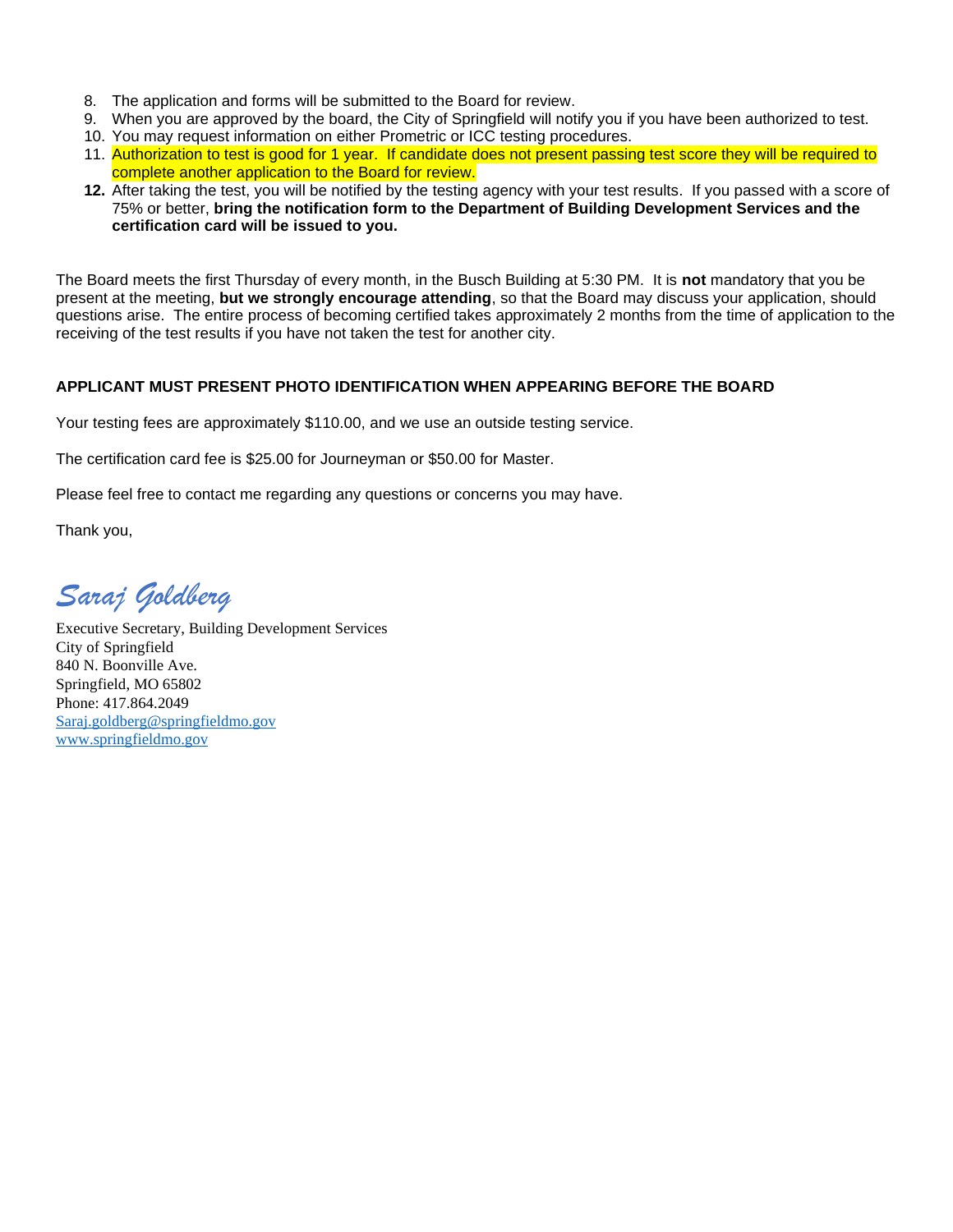8. The application and forms will be submitted to the Board for review.
9. When you are approved by the board, the City of Springfield will notify you if you have been authorized to test.
10. You may request information on either Prometric or ICC testing procedures.
11. Authorization to test is good for 1 year. If candidate does not present passing test score they will be required to complete another application to the Board for review.
12. After taking the test, you will be notified by the testing agency with your test results. If you passed with a score of 75% or better, **bring the notification form to the Department of Building Development Services and the certification card will be issued to you.**

The Board meets the first Thursday of every month, in the Busch Building at 5:30 PM. It is **not** mandatory that you be present at the meeting, **but we strongly encourage attending**, so that the Board may discuss your application, should questions arise. The entire process of becoming certified takes approximately 2 months from the time of application to the receiving of the test results if you have not taken the test for another city.

**APPLICANT MUST PRESENT PHOTO IDENTIFICATION WHEN APPEARING BEFORE THE BOARD**

Your testing fees are approximately $110.00, and we use an outside testing service.

The certification card fee is $25.00 for Journeyman or $50.00 for Master.

Please feel free to contact me regarding any questions or concerns you may have.

Thank you,

*Saraj Goldberg*

Executive Secretary, Building Development Services
City of Springfield
840 N. Boonville Ave.
Springfield, MO 65802
Phone: 417.864.2049
Saraj.goldberg@springfieldmo.gov
www.springfieldmo.gov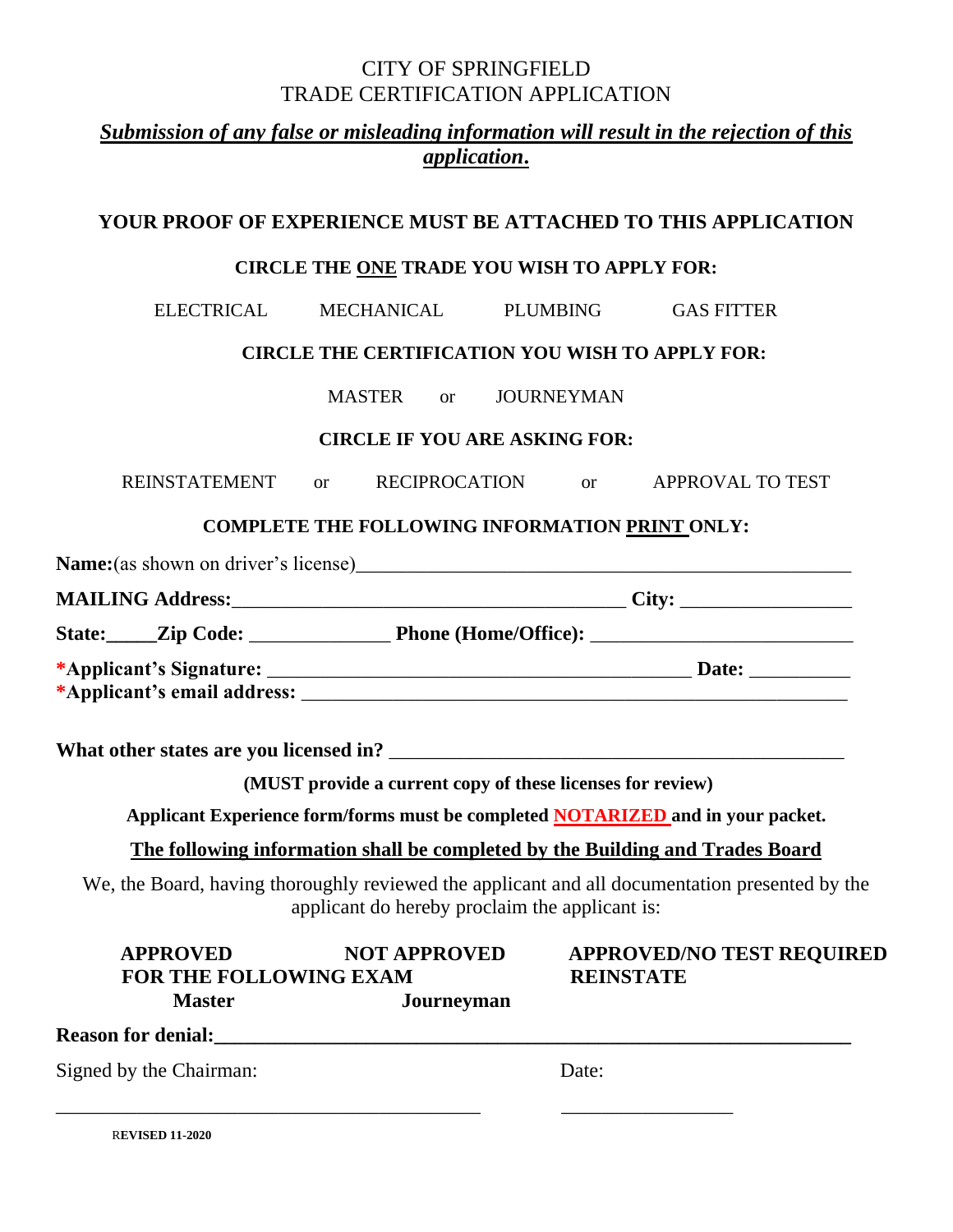# CITY OF SPRINGFIELD
# TRADE CERTIFICATION APPLICATION

***Submission of any false or misleading information will result in the rejection of this application.***

**YOUR PROOF OF EXPERIENCE MUST BE ATTACHED TO THIS APPLICATION**

**CIRCLE THE ONE TRADE YOU WISH TO APPLY FOR:**

ELECTRICAL MECHANICAL PLUMBING GAS FITTER

**CIRCLE THE CERTIFICATION YOU WISH TO APPLY FOR:**

MASTER or JOURNEYMAN

**CIRCLE IF YOU ARE ASKING FOR:**

REINSTATEMENT or RECIPROCATION or APPROVAL TO TEST

**COMPLETE THE FOLLOWING INFORMATION PRINT ONLY:**

**Name:**(as shown on driver's license)__________________________________________________

**MAILING Address:**_______________________________________ **City:** _________________

**State:**_____**Zip Code:** ______________ **Phone (Home/Office):** __________________________

**\*Applicant's Signature:** __________________________________________ **Date:** __________

**\*Applicant's email address:** ________________________________________________________

**What other states are you licensed in?** ______________________________________________

**(MUST provide a current copy of these licenses for review)**

**Applicant Experience form/forms must be completed NOTARIZED and in your packet.**

**The following information shall be completed by the Building and Trades Board**

We, the Board, having thoroughly reviewed the applicant and all documentation presented by the applicant do hereby proclaim the applicant is:

**APPROVED** **NOT APPROVED** **APPROVED/NO TEST REQUIRED**
**FOR THE FOLLOWING EXAM** **REINSTATE**
**Master** **Journeyman**

**Reason for denial:**________________________________________________________________

Signed by the Chairman: Date:

____________________________________________ __________________

**REVISED 11-2020**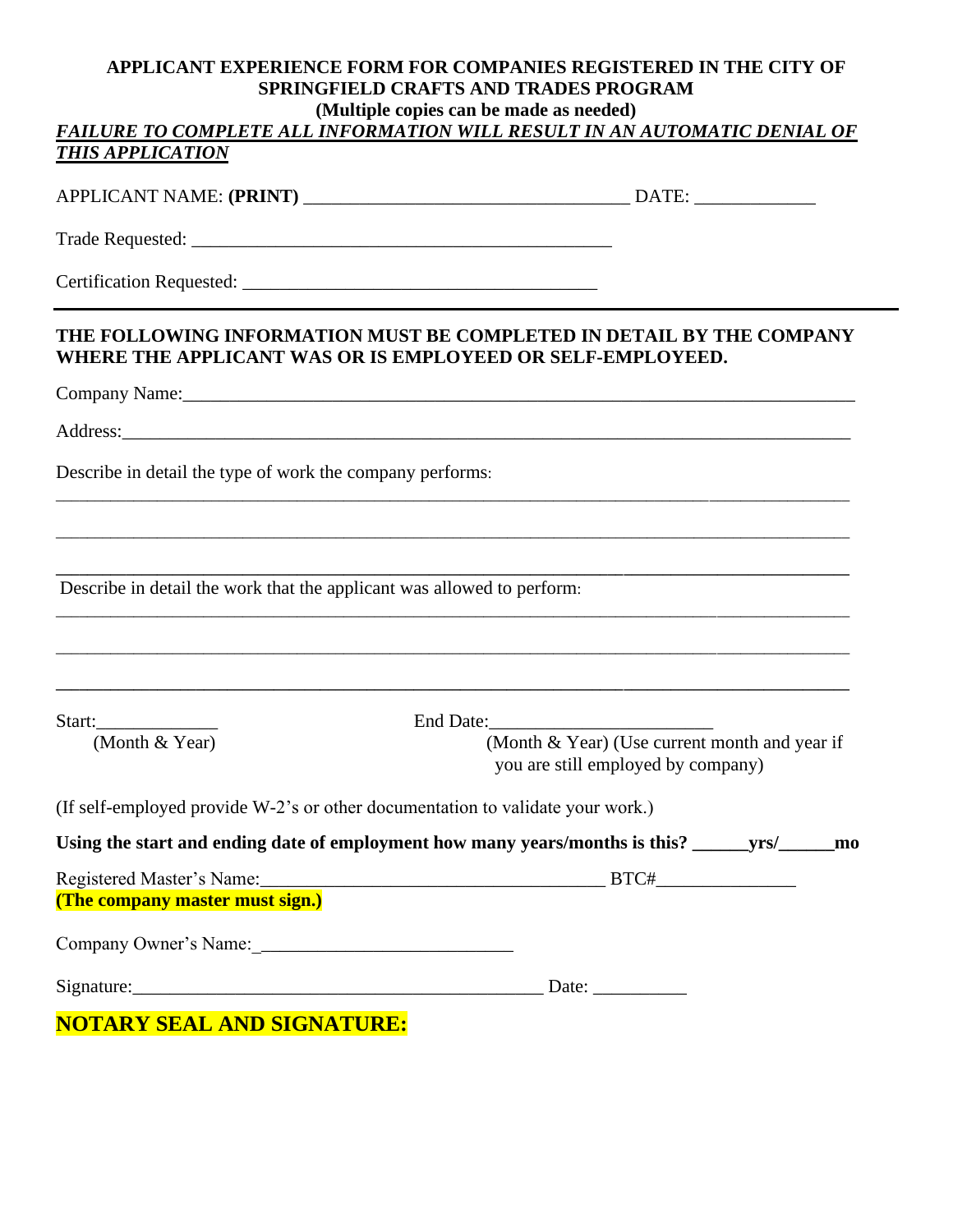**APPLICANT EXPERIENCE FORM FOR COMPANIES REGISTERED IN THE CITY OF SPRINGFIELD CRAFTS AND TRADES PROGRAM**

**(Multiple copies can be made as needed)**

***FAILURE TO COMPLETE ALL INFORMATION WILL RESULT IN AN AUTOMATIC DENIAL OF THIS APPLICATION***

APPLICANT NAME: **(PRINT)** __________________________________ DATE: ____________

Trade Requested: ____________________________________________

Certification Requested: _____________________________________

---

**THE FOLLOWING INFORMATION MUST BE COMPLETED IN DETAIL BY THE COMPANY WHERE THE APPLICANT WAS OR IS EMPLOYEED OR SELF-EMPLOYEED.**

Company Name:_________________________________________________________________________

Address:_______________________________________________________________________________

Describe in detail the type of work the company performs:

_______________________________________________________________________________________

_______________________________________________________________________________________

_______________________________________________________________________________________

Describe in detail the work that the applicant was allowed to perform:

_______________________________________________________________________________________

_______________________________________________________________________________________

_______________________________________________________________________________________

Start:_____________ (Month & Year)

End Date:_______________________ (Month & Year) (Use current month and year if you are still employed by company)

(If self-employed provide W-2's or other documentation to validate your work.)

**Using the start and ending date of employment how many years/months is this? ______yrs/______mo**

Registered Master's Name:____________________________________ BTC#_______________

**(The company master must sign.)**

Company Owner's Name:___________________________

Signature:_____________________________________________ Date: __________

**NOTARY SEAL AND SIGNATURE:**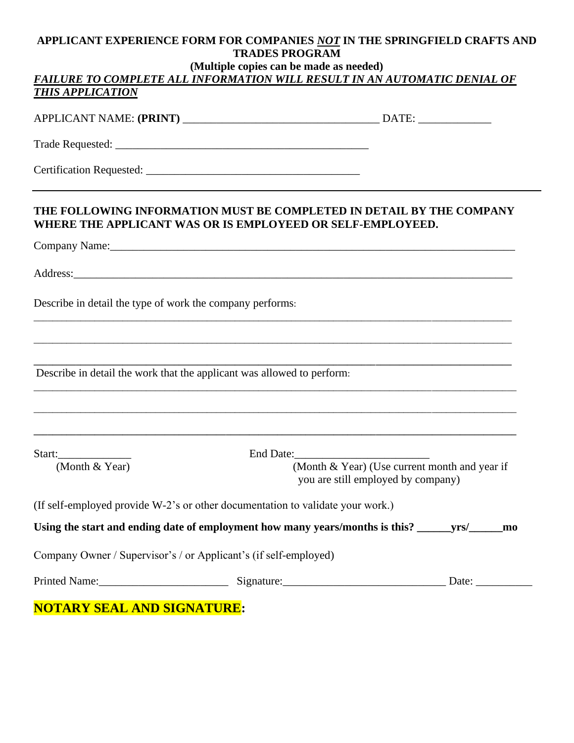**APPLICANT EXPERIENCE FORM FOR COMPANIES *NOT* IN THE SPRINGFIELD CRAFTS AND TRADES PROGRAM**

**(Multiple copies can be made as needed)**

***FAILURE TO COMPLETE ALL INFORMATION WILL RESULT IN AN AUTOMATIC DENIAL OF THIS APPLICATION***

APPLICANT NAME: **(PRINT)** ___________________________________ DATE: ____________

Trade Requested: _____________________________________________

Certification Requested: ______________________________________

---

**THE FOLLOWING INFORMATION MUST BE COMPLETED IN DETAIL BY THE COMPANY WHERE THE APPLICANT WAS OR IS EMPLOYEED OR SELF-EMPLOYEED.**

Company Name:___________________________________________________________________________

Address:________________________________________________________________________________

Describe in detail the type of work the company performs:

________________________________________________________________________________________

________________________________________________________________________________________

________________________________________________________________________________________

Describe in detail the work that the applicant was allowed to perform:

________________________________________________________________________________________

________________________________________________________________________________________

________________________________________________________________________________________

Start:_____________ (Month & Year)

End Date:______________________ (Month & Year) (Use current month and year if you are still employed by company)

(If self-employed provide W-2's or other documentation to validate your work.)

**Using the start and ending date of employment how many years/months is this? ______yrs/______mo**

Company Owner / Supervisor's / or Applicant's (if self-employed)

Printed Name:______________________ Signature:____________________________ Date: __________

**NOTARY SEAL AND SIGNATURE:**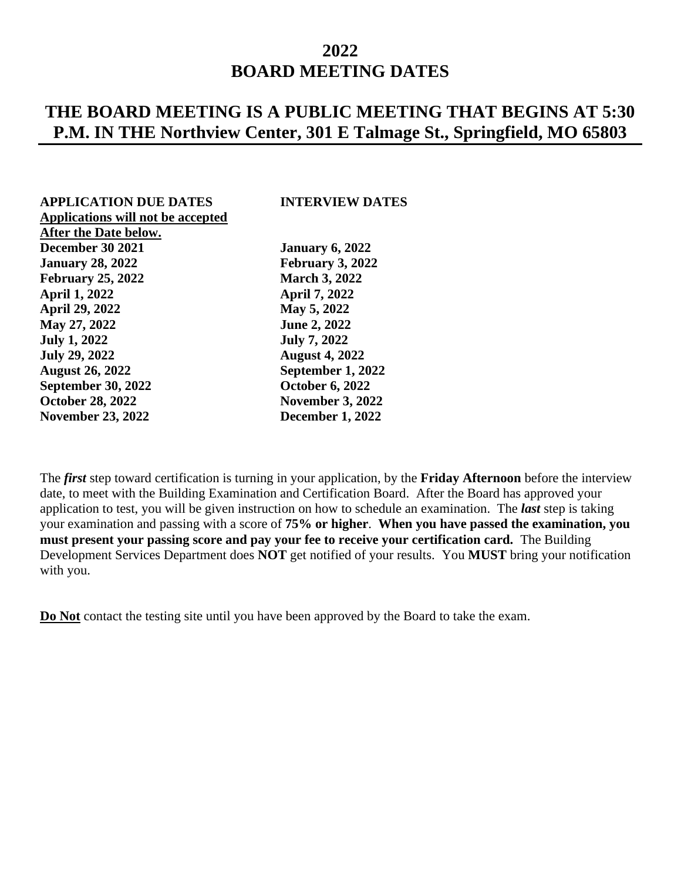# 2022
# BOARD MEETING DATES

## THE BOARD MEETING IS A PUBLIC MEETING THAT BEGINS AT 5:30 P.M. IN THE Northview Center, 301 E Talmage St., Springfield, MO 65803

| **APPLICATION DUE DATES**<br>**Applications will not be accepted After the Date below.** | **INTERVIEW DATES** |
|---|---|
| **December 30 2021** | **January 6, 2022** |
| **January 28, 2022** | **February 3, 2022** |
| **February 25, 2022** | **March 3, 2022** |
| **April 1, 2022** | **April 7, 2022** |
| **April 29, 2022** | **May 5, 2022** |
| **May 27, 2022** | **June 2, 2022** |
| **July 1, 2022** | **July 7, 2022** |
| **July 29, 2022** | **August 4, 2022** |
| **August 26, 2022** | **September 1, 2022** |
| **September 30, 2022** | **October 6, 2022** |
| **October 28, 2022** | **November 3, 2022** |
| **November 23, 2022** | **December 1, 2022** |

The ***first*** step toward certification is turning in your application, by the **Friday Afternoon** before the interview date, to meet with the Building Examination and Certification Board. After the Board has approved your application to test, you will be given instruction on how to schedule an examination. The ***last*** step is taking your examination and passing with a score of **75% or higher**. **When you have passed the examination, you must present your passing score and pay your fee to receive your certification card.** The Building Development Services Department does **NOT** get notified of your results. You **MUST** bring your notification with you.

**Do Not** contact the testing site until you have been approved by the Board to take the exam.